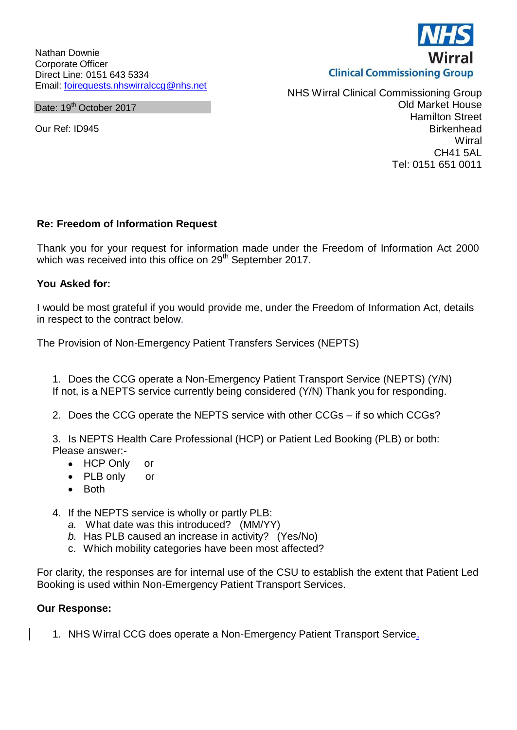Nathan Downie
Corporate Officer
Direct Line: 0151 643 5334
Email: foirequests.nhswirralccg@nhs.net

Date: 19th October 2017

Our Ref: ID945

NHS Wirral Clinical Commissioning Group

NHS Wirral Clinical Commissioning Group
Old Market House
Hamilton Street
Birkenhead
Wirral
CH41 5AL
Tel: 0151 651 0011

**Re: Freedom of Information Request**

Thank you for your request for information made under the Freedom of Information Act 2000 which was received into this office on 29th September 2017.

**You Asked for:**

I would be most grateful if you would provide me, under the Freedom of Information Act, details in respect to the contract below.

The Provision of Non-Emergency Patient Transfers Services (NEPTS)

1. Does the CCG operate a Non-Emergency Patient Transport Service (NEPTS) (Y/N) If not, is a NEPTS service currently being considered (Y/N) Thank you for responding.

2. Does the CCG operate the NEPTS service with other CCGs – if so which CCGs?

3. Is NEPTS Health Care Professional (HCP) or Patient Led Booking (PLB) or both: Please answer:-
   - HCP Only or
   - PLB only or
   - Both

4. If the NEPTS service is wholly or partly PLB:
   a. What date was this introduced? (MM/YY)
   b. Has PLB caused an increase in activity? (Yes/No)
   c. Which mobility categories have been most affected?

For clarity, the responses are for internal use of the CSU to establish the extent that Patient Led Booking is used within Non-Emergency Patient Transport Services.

**Our Response:**

1. NHS Wirral CCG does operate a Non-Emergency Patient Transport Service.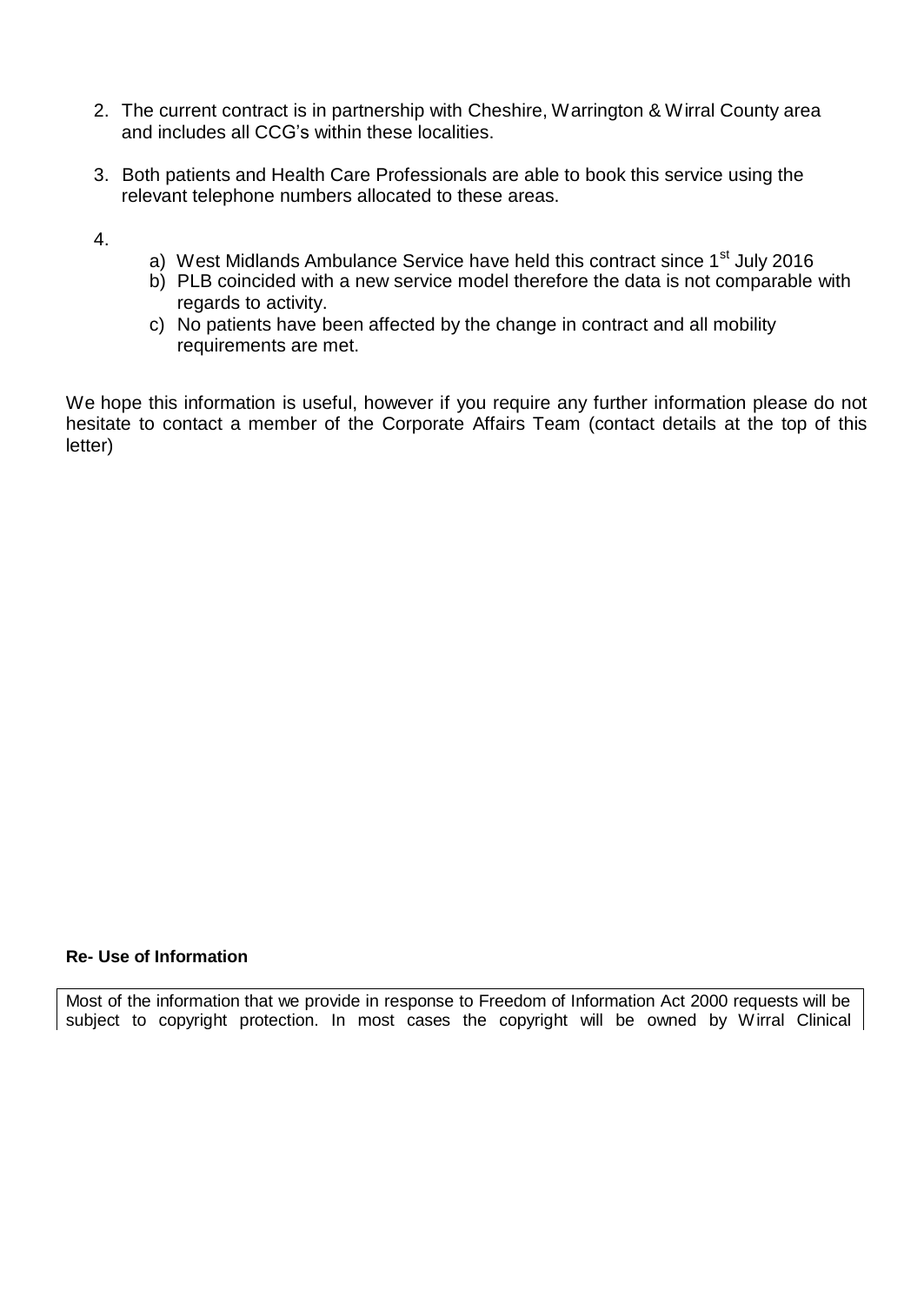2. The current contract is in partnership with Cheshire, Warrington & Wirral County area and includes all CCG's within these localities.

3. Both patients and Health Care Professionals are able to book this service using the relevant telephone numbers allocated to these areas.

4.
   a) West Midlands Ambulance Service have held this contract since 1st July 2016
   b) PLB coincided with a new service model therefore the data is not comparable with regards to activity.
   c) No patients have been affected by the change in contract and all mobility requirements are met.

We hope this information is useful, however if you require any further information please do not hesitate to contact a member of the Corporate Affairs Team (contact details at the top of this letter)

**Re- Use of Information**

Most of the information that we provide in response to Freedom of Information Act 2000 requests will be subject to copyright protection. In most cases the copyright will be owned by Wirral Clinical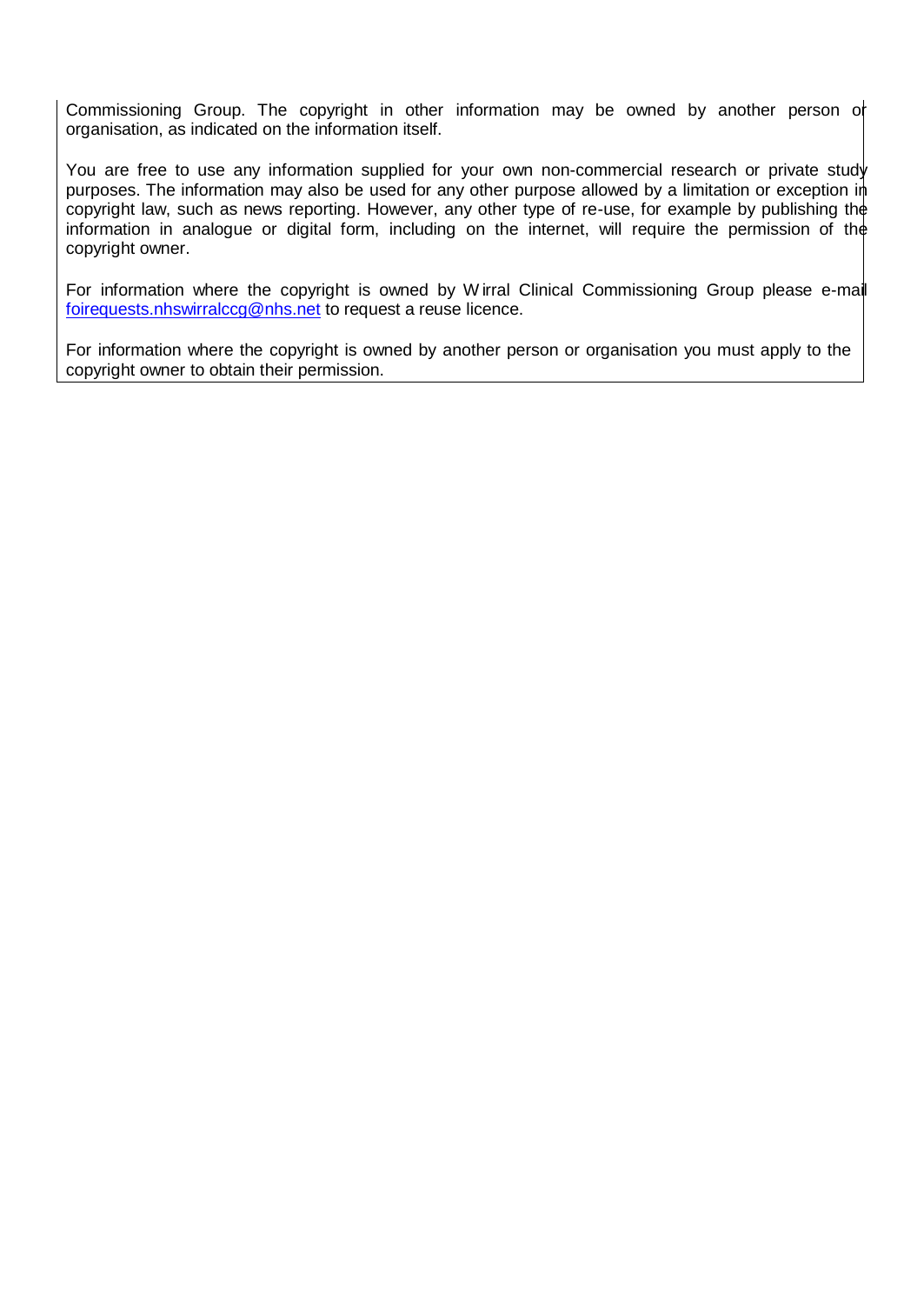Commissioning Group. The copyright in other information may be owned by another person or organisation, as indicated on the information itself.

You are free to use any information supplied for your own non-commercial research or private study purposes. The information may also be used for any other purpose allowed by a limitation or exception in copyright law, such as news reporting. However, any other type of re-use, for example by publishing the information in analogue or digital form, including on the internet, will require the permission of the copyright owner.

For information where the copyright is owned by Wirral Clinical Commissioning Group please e-mail foirequests.nhswirralccg@nhs.net to request a reuse licence.

For information where the copyright is owned by another person or organisation you must apply to the copyright owner to obtain their permission.